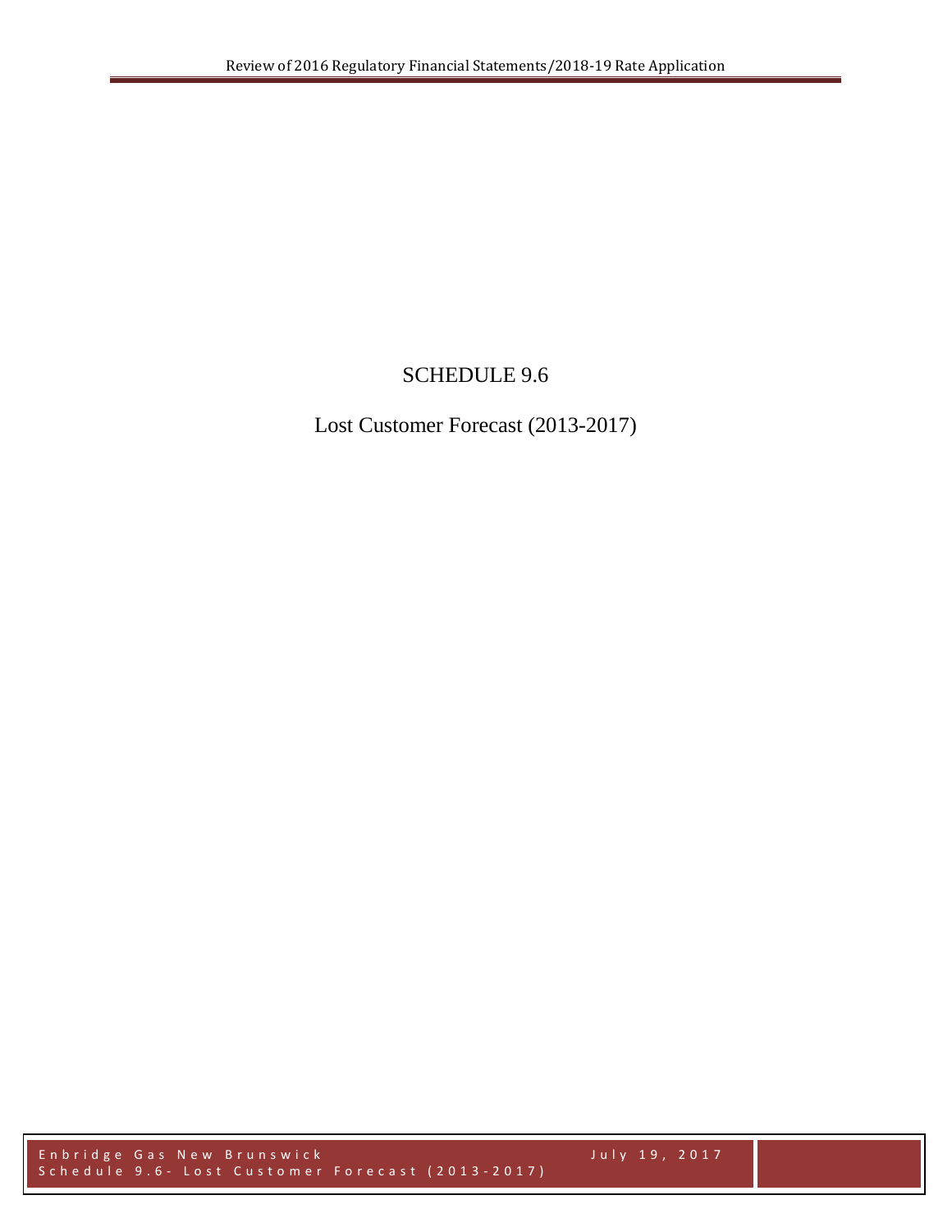# SCHEDULE 9.6

## Lost Customer Forecast (2013-2017)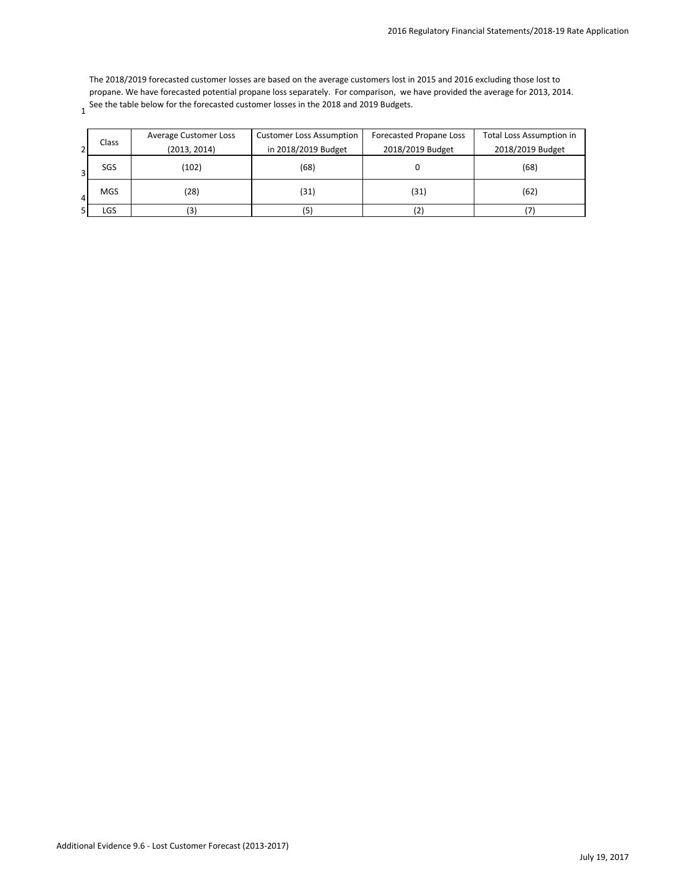The 2018/2019 forecasted customer losses are based on the average customers lost in 2015 and 2016 excluding those lost to propane. We have forecasted potential propane loss separately. For comparison, we have provided the average for 2013, 2014. See the table below for the forecasted customer losses in the 2018 and 2019 Budgets.

| Class | Average Customer Loss (2013, 2014) | Customer Loss Assumption in 2018/2019 Budget | Forecasted Propane Loss 2018/2019 Budget | Total Loss Assumption in 2018/2019 Budget |
|---|---|---|---|---|
| SGS | (102) | (68) | 0 | (68) |
| MGS | (28) | (31) | (31) | (62) |
| LGS | (3) | (5) | (2) | (7) |

Additional Evidence 9.6 - Lost Customer Forecast (2013-2017)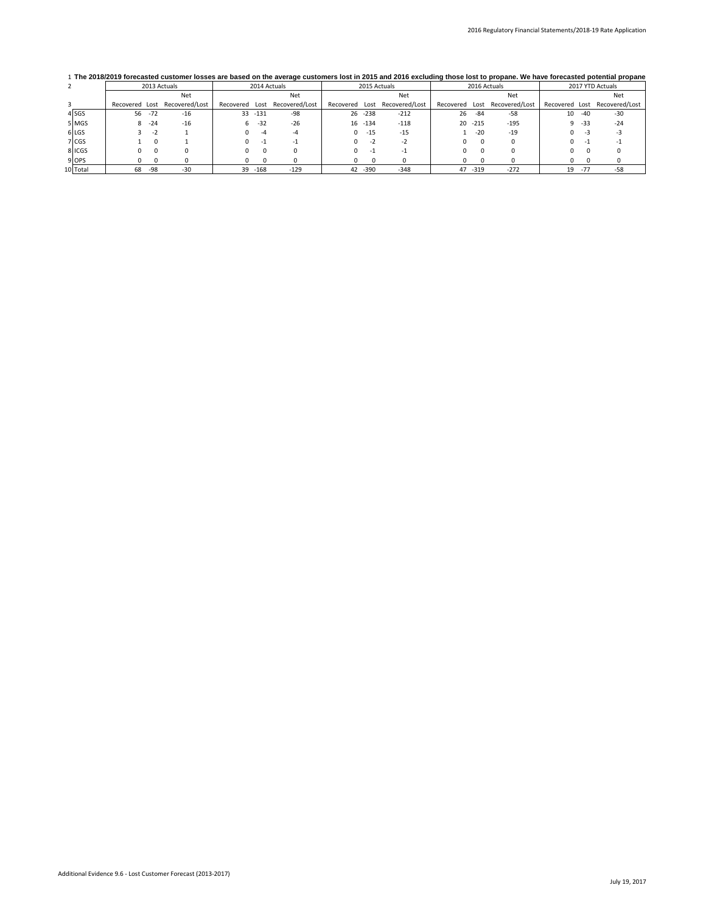**The 2018/2019 forecasted customer losses are based on the average customers lost in 2015 and 2016 excluding those lost to propane. We have forecasted potential propane**

| | 2013 Actuals | | | 2014 Actuals | | | 2015 Actuals | | | 2016 Actuals | | | 2017 YTD Actuals | | |
|---|---|---|---|---|---|---|---|---|---|---|---|---|---|---|---|
| | Recovered | Lost | Net Recovered/Lost | Recovered | Lost | Net Recovered/Lost | Recovered | Lost | Net Recovered/Lost | Recovered | Lost | Net Recovered/Lost | Recovered | Lost | Net Recovered/Lost |
| SGS | 56 | -72 | -16 | 33 | -131 | -98 | 26 | -238 | -212 | 26 | -84 | -58 | 10 | -40 | -30 |
| MGS | 8 | -24 | -16 | 6 | -32 | -26 | 16 | -134 | -118 | 20 | -215 | -195 | 9 | -33 | -24 |
| LGS | 3 | -2 | 1 | 0 | -4 | -4 | 0 | -15 | -15 | 1 | -20 | -19 | 0 | -3 | -3 |
| CGS | 1 | 0 | 1 | 0 | -1 | -1 | 0 | -2 | -2 | 0 | 0 | 0 | 0 | -1 | -1 |
| ICGS | 0 | 0 | 0 | 0 | 0 | 0 | 0 | -1 | -1 | 0 | 0 | 0 | 0 | 0 | 0 |
| OPS | 0 | 0 | 0 | 0 | 0 | 0 | 0 | 0 | 0 | 0 | 0 | 0 | 0 | 0 | 0 |
| Total | 68 | -98 | -30 | 39 | -168 | -129 | 42 | -390 | -348 | 47 | -319 | -272 | 19 | -77 | -58 |

Additional Evidence 9.6 - Lost Customer Forecast (2013-2017)

July 19, 2017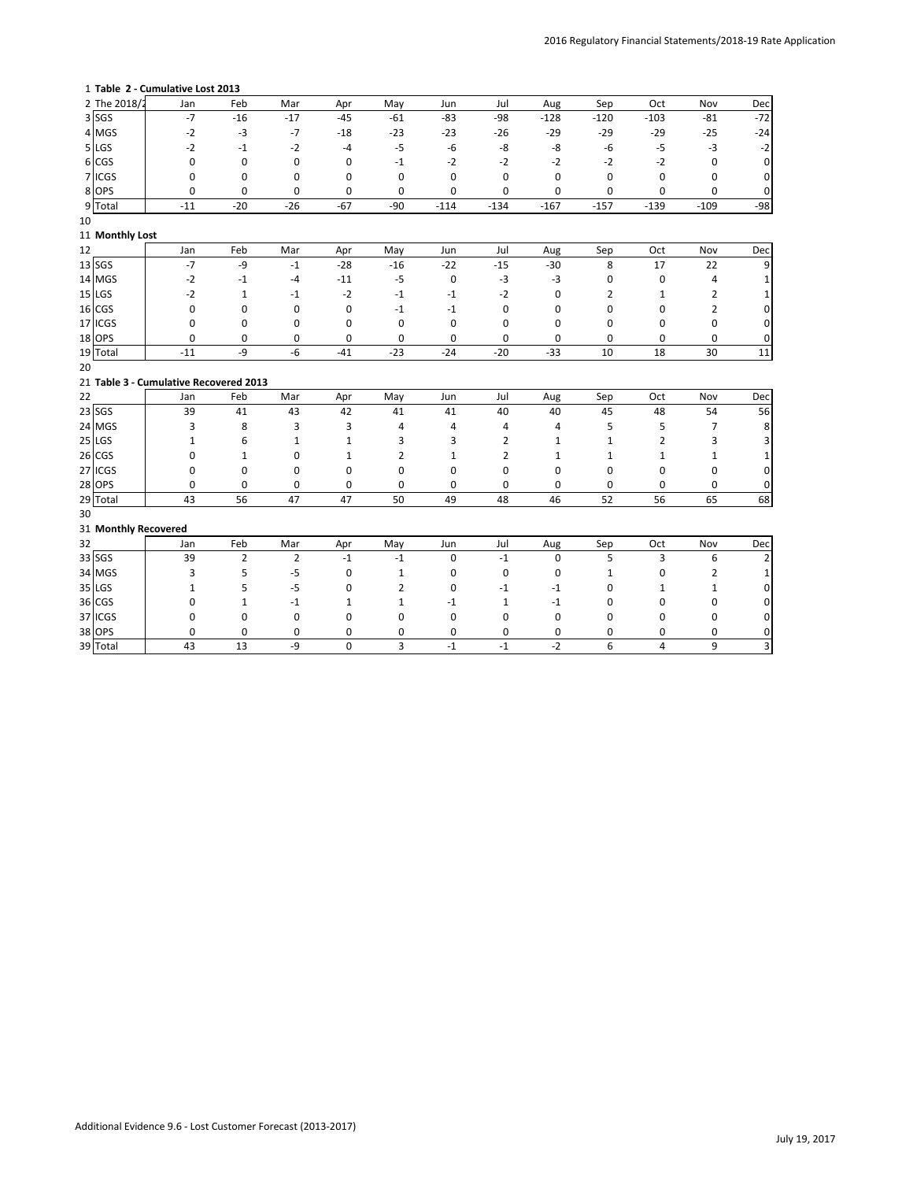**Table 2 - Cumulative Lost 2013**

| The 2018/2 | Jan | Feb | Mar | Apr | May | Jun | Jul | Aug | Sep | Oct | Nov | Dec |
|---|---|---|---|---|---|---|---|---|---|---|---|---|
| SGS | -7 | -16 | -17 | -45 | -61 | -83 | -98 | -128 | -120 | -103 | -81 | -72 |
| MGS | -2 | -3 | -7 | -18 | -23 | -23 | -26 | -29 | -29 | -29 | -25 | -24 |
| LGS | -2 | -1 | -2 | -4 | -5 | -6 | -8 | -8 | -6 | -5 | -3 | -2 |
| CGS | 0 | 0 | 0 | 0 | -1 | -2 | -2 | -2 | -2 | -2 | 0 | 0 |
| ICGS | 0 | 0 | 0 | 0 | 0 | 0 | 0 | 0 | 0 | 0 | 0 | 0 |
| OPS | 0 | 0 | 0 | 0 | 0 | 0 | 0 | 0 | 0 | 0 | 0 | 0 |
| Total | -11 | -20 | -26 | -67 | -90 | -114 | -134 | -167 | -157 | -139 | -109 | -98 |

**Monthly Lost**

| | Jan | Feb | Mar | Apr | May | Jun | Jul | Aug | Sep | Oct | Nov | Dec |
|---|---|---|---|---|---|---|---|---|---|---|---|---|
| SGS | -7 | -9 | -1 | -28 | -16 | -22 | -15 | -30 | 8 | 17 | 22 | 9 |
| MGS | -2 | -1 | -4 | -11 | -5 | 0 | -3 | -3 | 0 | 0 | 4 | 1 |
| LGS | -2 | 1 | -1 | -2 | -1 | -1 | -2 | 0 | 2 | 1 | 2 | 1 |
| CGS | 0 | 0 | 0 | 0 | -1 | -1 | 0 | 0 | 0 | 0 | 2 | 0 |
| ICGS | 0 | 0 | 0 | 0 | 0 | 0 | 0 | 0 | 0 | 0 | 0 | 0 |
| OPS | 0 | 0 | 0 | 0 | 0 | 0 | 0 | 0 | 0 | 0 | 0 | 0 |
| Total | -11 | -9 | -6 | -41 | -23 | -24 | -20 | -33 | 10 | 18 | 30 | 11 |

**Table 3 - Cumulative Recovered 2013**

| | Jan | Feb | Mar | Apr | May | Jun | Jul | Aug | Sep | Oct | Nov | Dec |
|---|---|---|---|---|---|---|---|---|---|---|---|---|
| SGS | 39 | 41 | 43 | 42 | 41 | 41 | 40 | 40 | 45 | 48 | 54 | 56 |
| MGS | 3 | 8 | 3 | 3 | 4 | 4 | 4 | 4 | 5 | 5 | 7 | 8 |
| LGS | 1 | 6 | 1 | 1 | 3 | 3 | 2 | 1 | 1 | 2 | 3 | 3 |
| CGS | 0 | 1 | 0 | 1 | 2 | 1 | 2 | 1 | 1 | 1 | 1 | 1 |
| ICGS | 0 | 0 | 0 | 0 | 0 | 0 | 0 | 0 | 0 | 0 | 0 | 0 |
| OPS | 0 | 0 | 0 | 0 | 0 | 0 | 0 | 0 | 0 | 0 | 0 | 0 |
| Total | 43 | 56 | 47 | 47 | 50 | 49 | 48 | 46 | 52 | 56 | 65 | 68 |

**Monthly Recovered**

| | Jan | Feb | Mar | Apr | May | Jun | Jul | Aug | Sep | Oct | Nov | Dec |
|---|---|---|---|---|---|---|---|---|---|---|---|---|
| SGS | 39 | 2 | 2 | -1 | -1 | 0 | -1 | 0 | 5 | 3 | 6 | 2 |
| MGS | 3 | 5 | -5 | 0 | 1 | 0 | 0 | 0 | 1 | 0 | 2 | 1 |
| LGS | 1 | 5 | -5 | 0 | 2 | 0 | -1 | -1 | 0 | 1 | 1 | 0 |
| CGS | 0 | 1 | -1 | 1 | 1 | -1 | 1 | -1 | 0 | 0 | 0 | 0 |
| ICGS | 0 | 0 | 0 | 0 | 0 | 0 | 0 | 0 | 0 | 0 | 0 | 0 |
| OPS | 0 | 0 | 0 | 0 | 0 | 0 | 0 | 0 | 0 | 0 | 0 | 0 |
| Total | 43 | 13 | -9 | 0 | 3 | -1 | -1 | -2 | 6 | 4 | 9 | 3 |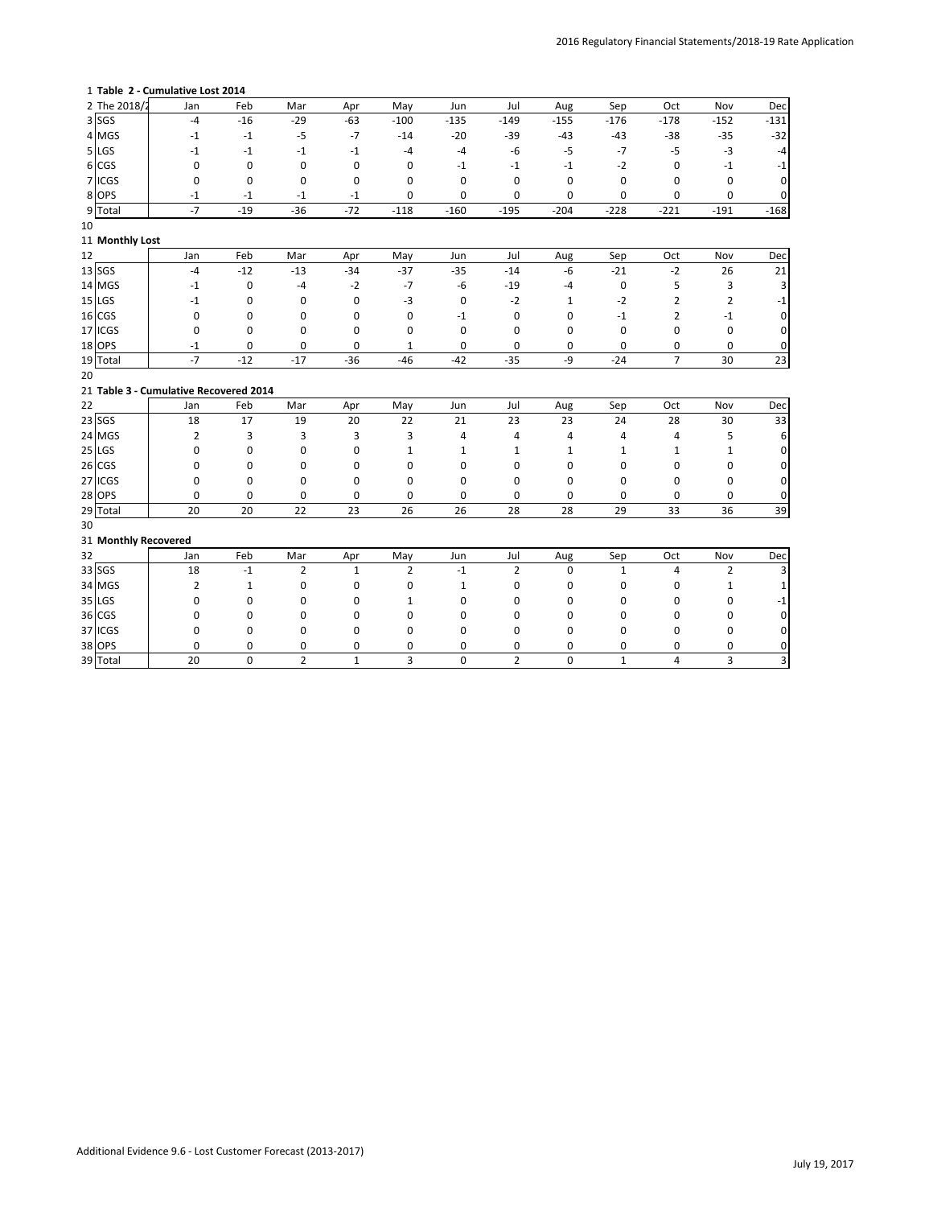**Table 2 - Cumulative Lost 2014**

| The 2018/2 | Jan | Feb | Mar | Apr | May | Jun | Jul | Aug | Sep | Oct | Nov | Dec |
|---|---|---|---|---|---|---|---|---|---|---|---|---|
| SGS | -4 | -16 | -29 | -63 | -100 | -135 | -149 | -155 | -176 | -178 | -152 | -131 |
| MGS | -1 | -1 | -5 | -7 | -14 | -20 | -39 | -43 | -43 | -38 | -35 | -32 |
| LGS | -1 | -1 | -1 | -1 | -4 | -4 | -6 | -5 | -7 | -5 | -3 | -4 |
| CGS | 0 | 0 | 0 | 0 | 0 | -1 | -1 | -1 | -2 | 0 | -1 | -1 |
| ICGS | 0 | 0 | 0 | 0 | 0 | 0 | 0 | 0 | 0 | 0 | 0 | 0 |
| OPS | -1 | -1 | -1 | -1 | 0 | 0 | 0 | 0 | 0 | 0 | 0 | 0 |
| Total | -7 | -19 | -36 | -72 | -118 | -160 | -195 | -204 | -228 | -221 | -191 | -168 |

**Monthly Lost**

| | Jan | Feb | Mar | Apr | May | Jun | Jul | Aug | Sep | Oct | Nov | Dec |
|---|---|---|---|---|---|---|---|---|---|---|---|---|
| SGS | -4 | -12 | -13 | -34 | -37 | -35 | -14 | -6 | -21 | -2 | 26 | 21 |
| MGS | -1 | 0 | -4 | -2 | -7 | -6 | -19 | -4 | 0 | 5 | 3 | 3 |
| LGS | -1 | 0 | 0 | 0 | -3 | 0 | -2 | 1 | -2 | 2 | 2 | -1 |
| CGS | 0 | 0 | 0 | 0 | 0 | -1 | 0 | 0 | -1 | 2 | -1 | 0 |
| ICGS | 0 | 0 | 0 | 0 | 0 | 0 | 0 | 0 | 0 | 0 | 0 | 0 |
| OPS | -1 | 0 | 0 | 0 | 1 | 0 | 0 | 0 | 0 | 0 | 0 | 0 |
| Total | -7 | -12 | -17 | -36 | -46 | -42 | -35 | -9 | -24 | 7 | 30 | 23 |

**Table 3 - Cumulative Recovered 2014**

| | Jan | Feb | Mar | Apr | May | Jun | Jul | Aug | Sep | Oct | Nov | Dec |
|---|---|---|---|---|---|---|---|---|---|---|---|---|
| SGS | 18 | 17 | 19 | 20 | 22 | 21 | 23 | 23 | 24 | 28 | 30 | 33 |
| MGS | 2 | 3 | 3 | 3 | 3 | 4 | 4 | 4 | 4 | 4 | 5 | 6 |
| LGS | 0 | 0 | 0 | 0 | 1 | 1 | 1 | 1 | 1 | 1 | 1 | 0 |
| CGS | 0 | 0 | 0 | 0 | 0 | 0 | 0 | 0 | 0 | 0 | 0 | 0 |
| ICGS | 0 | 0 | 0 | 0 | 0 | 0 | 0 | 0 | 0 | 0 | 0 | 0 |
| OPS | 0 | 0 | 0 | 0 | 0 | 0 | 0 | 0 | 0 | 0 | 0 | 0 |
| Total | 20 | 20 | 22 | 23 | 26 | 26 | 28 | 28 | 29 | 33 | 36 | 39 |

**Monthly Recovered**

| | Jan | Feb | Mar | Apr | May | Jun | Jul | Aug | Sep | Oct | Nov | Dec |
|---|---|---|---|---|---|---|---|---|---|---|---|---|
| SGS | 18 | -1 | 2 | 1 | 2 | -1 | 2 | 0 | 1 | 4 | 2 | 3 |
| MGS | 2 | 1 | 0 | 0 | 0 | 1 | 0 | 0 | 0 | 0 | 1 | 1 |
| LGS | 0 | 0 | 0 | 0 | 1 | 0 | 0 | 0 | 0 | 0 | 0 | -1 |
| CGS | 0 | 0 | 0 | 0 | 0 | 0 | 0 | 0 | 0 | 0 | 0 | 0 |
| ICGS | 0 | 0 | 0 | 0 | 0 | 0 | 0 | 0 | 0 | 0 | 0 | 0 |
| OPS | 0 | 0 | 0 | 0 | 0 | 0 | 0 | 0 | 0 | 0 | 0 | 0 |
| Total | 20 | 0 | 2 | 1 | 3 | 0 | 2 | 0 | 1 | 4 | 3 | 3 |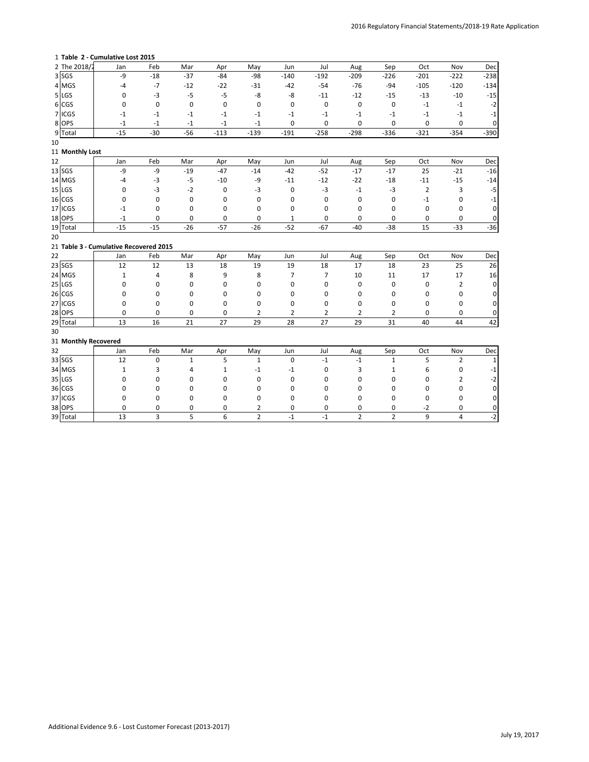**Table 2 - Cumulative Lost 2015**

| The 2018/2 | Jan | Feb | Mar | Apr | May | Jun | Jul | Aug | Sep | Oct | Nov | Dec |
|---|---|---|---|---|---|---|---|---|---|---|---|---|
| SGS | -9 | -18 | -37 | -84 | -98 | -140 | -192 | -209 | -226 | -201 | -222 | -238 |
| MGS | -4 | -7 | -12 | -22 | -31 | -42 | -54 | -76 | -94 | -105 | -120 | -134 |
| LGS | 0 | -3 | -5 | -5 | -8 | -8 | -11 | -12 | -15 | -13 | -10 | -15 |
| CGS | 0 | 0 | 0 | 0 | 0 | 0 | 0 | 0 | 0 | -1 | -1 | -2 |
| ICGS | -1 | -1 | -1 | -1 | -1 | -1 | -1 | -1 | -1 | -1 | -1 | -1 |
| OPS | -1 | -1 | -1 | -1 | -1 | 0 | 0 | 0 | 0 | 0 | 0 | 0 |
| Total | -15 | -30 | -56 | -113 | -139 | -191 | -258 | -298 | -336 | -321 | -354 | -390 |

**Monthly Lost**

| | Jan | Feb | Mar | Apr | May | Jun | Jul | Aug | Sep | Oct | Nov | Dec |
|---|---|---|---|---|---|---|---|---|---|---|---|---|
| SGS | -9 | -9 | -19 | -47 | -14 | -42 | -52 | -17 | -17 | 25 | -21 | -16 |
| MGS | -4 | -3 | -5 | -10 | -9 | -11 | -12 | -22 | -18 | -11 | -15 | -14 |
| LGS | 0 | -3 | -2 | 0 | -3 | 0 | -3 | -1 | -3 | 2 | 3 | -5 |
| CGS | 0 | 0 | 0 | 0 | 0 | 0 | 0 | 0 | 0 | -1 | 0 | -1 |
| ICGS | -1 | 0 | 0 | 0 | 0 | 0 | 0 | 0 | 0 | 0 | 0 | 0 |
| OPS | -1 | 0 | 0 | 0 | 0 | 1 | 0 | 0 | 0 | 0 | 0 | 0 |
| Total | -15 | -15 | -26 | -57 | -26 | -52 | -67 | -40 | -38 | 15 | -33 | -36 |

**Table 3 - Cumulative Recovered 2015**

| | Jan | Feb | Mar | Apr | May | Jun | Jul | Aug | Sep | Oct | Nov | Dec |
|---|---|---|---|---|---|---|---|---|---|---|---|---|
| SGS | 12 | 12 | 13 | 18 | 19 | 19 | 18 | 17 | 18 | 23 | 25 | 26 |
| MGS | 1 | 4 | 8 | 9 | 8 | 7 | 7 | 10 | 11 | 17 | 17 | 16 |
| LGS | 0 | 0 | 0 | 0 | 0 | 0 | 0 | 0 | 0 | 0 | 2 | 0 |
| CGS | 0 | 0 | 0 | 0 | 0 | 0 | 0 | 0 | 0 | 0 | 0 | 0 |
| ICGS | 0 | 0 | 0 | 0 | 0 | 0 | 0 | 0 | 0 | 0 | 0 | 0 |
| OPS | 0 | 0 | 0 | 0 | 2 | 2 | 2 | 2 | 2 | 0 | 0 | 0 |
| Total | 13 | 16 | 21 | 27 | 29 | 28 | 27 | 29 | 31 | 40 | 44 | 42 |

**Monthly Recovered**

| | Jan | Feb | Mar | Apr | May | Jun | Jul | Aug | Sep | Oct | Nov | Dec |
|---|---|---|---|---|---|---|---|---|---|---|---|---|
| SGS | 12 | 0 | 1 | 5 | 1 | 0 | -1 | -1 | 1 | 5 | 2 | 1 |
| MGS | 1 | 3 | 4 | 1 | -1 | -1 | 0 | 3 | 1 | 6 | 0 | -1 |
| LGS | 0 | 0 | 0 | 0 | 0 | 0 | 0 | 0 | 0 | 0 | 2 | -2 |
| CGS | 0 | 0 | 0 | 0 | 0 | 0 | 0 | 0 | 0 | 0 | 0 | 0 |
| ICGS | 0 | 0 | 0 | 0 | 0 | 0 | 0 | 0 | 0 | 0 | 0 | 0 |
| OPS | 0 | 0 | 0 | 0 | 2 | 0 | 0 | 0 | 0 | -2 | 0 | 0 |
| Total | 13 | 3 | 5 | 6 | 2 | -1 | -1 | 2 | 2 | 9 | 4 | -2 |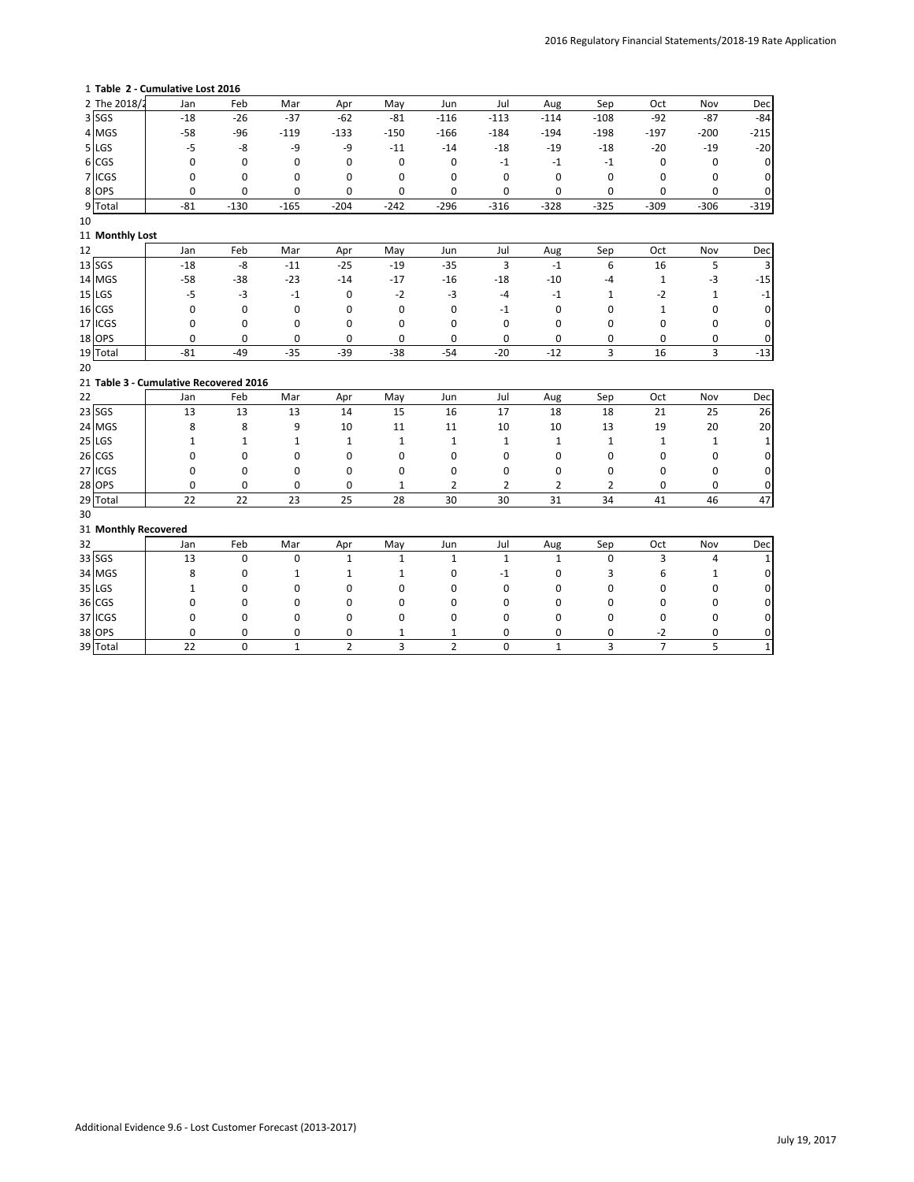**Table 2 - Cumulative Lost 2016**

| The 2018/2 | Jan | Feb | Mar | Apr | May | Jun | Jul | Aug | Sep | Oct | Nov | Dec |
|---|---|---|---|---|---|---|---|---|---|---|---|---|
| SGS | -18 | -26 | -37 | -62 | -81 | -116 | -113 | -114 | -108 | -92 | -87 | -84 |
| MGS | -58 | -96 | -119 | -133 | -150 | -166 | -184 | -194 | -198 | -197 | -200 | -215 |
| LGS | -5 | -8 | -9 | -9 | -11 | -14 | -18 | -19 | -18 | -20 | -19 | -20 |
| CGS | 0 | 0 | 0 | 0 | 0 | 0 | -1 | -1 | -1 | 0 | 0 | 0 |
| ICGS | 0 | 0 | 0 | 0 | 0 | 0 | 0 | 0 | 0 | 0 | 0 | 0 |
| OPS | 0 | 0 | 0 | 0 | 0 | 0 | 0 | 0 | 0 | 0 | 0 | 0 |
| Total | -81 | -130 | -165 | -204 | -242 | -296 | -316 | -328 | -325 | -309 | -306 | -319 |

**Monthly Lost**

| | Jan | Feb | Mar | Apr | May | Jun | Jul | Aug | Sep | Oct | Nov | Dec |
|---|---|---|---|---|---|---|---|---|---|---|---|---|
| SGS | -18 | -8 | -11 | -25 | -19 | -35 | 3 | -1 | 6 | 16 | 5 | 3 |
| MGS | -58 | -38 | -23 | -14 | -17 | -16 | -18 | -10 | -4 | 1 | -3 | -15 |
| LGS | -5 | -3 | -1 | 0 | -2 | -3 | -4 | -1 | 1 | -2 | 1 | -1 |
| CGS | 0 | 0 | 0 | 0 | 0 | 0 | -1 | 0 | 0 | 1 | 0 | 0 |
| ICGS | 0 | 0 | 0 | 0 | 0 | 0 | 0 | 0 | 0 | 0 | 0 | 0 |
| OPS | 0 | 0 | 0 | 0 | 0 | 0 | 0 | 0 | 0 | 0 | 0 | 0 |
| Total | -81 | -49 | -35 | -39 | -38 | -54 | -20 | -12 | 3 | 16 | 3 | -13 |

**Table 3 - Cumulative Recovered 2016**

| | Jan | Feb | Mar | Apr | May | Jun | Jul | Aug | Sep | Oct | Nov | Dec |
|---|---|---|---|---|---|---|---|---|---|---|---|---|
| SGS | 13 | 13 | 13 | 14 | 15 | 16 | 17 | 18 | 18 | 21 | 25 | 26 |
| MGS | 8 | 8 | 9 | 10 | 11 | 11 | 10 | 10 | 13 | 19 | 20 | 20 |
| LGS | 1 | 1 | 1 | 1 | 1 | 1 | 1 | 1 | 1 | 1 | 1 | 1 |
| CGS | 0 | 0 | 0 | 0 | 0 | 0 | 0 | 0 | 0 | 0 | 0 | 0 |
| ICGS | 0 | 0 | 0 | 0 | 0 | 0 | 0 | 0 | 0 | 0 | 0 | 0 |
| OPS | 0 | 0 | 0 | 0 | 1 | 2 | 2 | 2 | 2 | 0 | 0 | 0 |
| Total | 22 | 22 | 23 | 25 | 28 | 30 | 30 | 31 | 34 | 41 | 46 | 47 |

**Monthly Recovered**

| | Jan | Feb | Mar | Apr | May | Jun | Jul | Aug | Sep | Oct | Nov | Dec |
|---|---|---|---|---|---|---|---|---|---|---|---|---|
| SGS | 13 | 0 | 0 | 1 | 1 | 1 | 1 | 1 | 0 | 3 | 4 | 1 |
| MGS | 8 | 0 | 1 | 1 | 1 | 0 | -1 | 0 | 3 | 6 | 1 | 0 |
| LGS | 1 | 0 | 0 | 0 | 0 | 0 | 0 | 0 | 0 | 0 | 0 | 0 |
| CGS | 0 | 0 | 0 | 0 | 0 | 0 | 0 | 0 | 0 | 0 | 0 | 0 |
| ICGS | 0 | 0 | 0 | 0 | 0 | 0 | 0 | 0 | 0 | 0 | 0 | 0 |
| OPS | 0 | 0 | 0 | 0 | 1 | 1 | 0 | 0 | 0 | -2 | 0 | 0 |
| Total | 22 | 0 | 1 | 2 | 3 | 2 | 0 | 1 | 3 | 7 | 5 | 1 |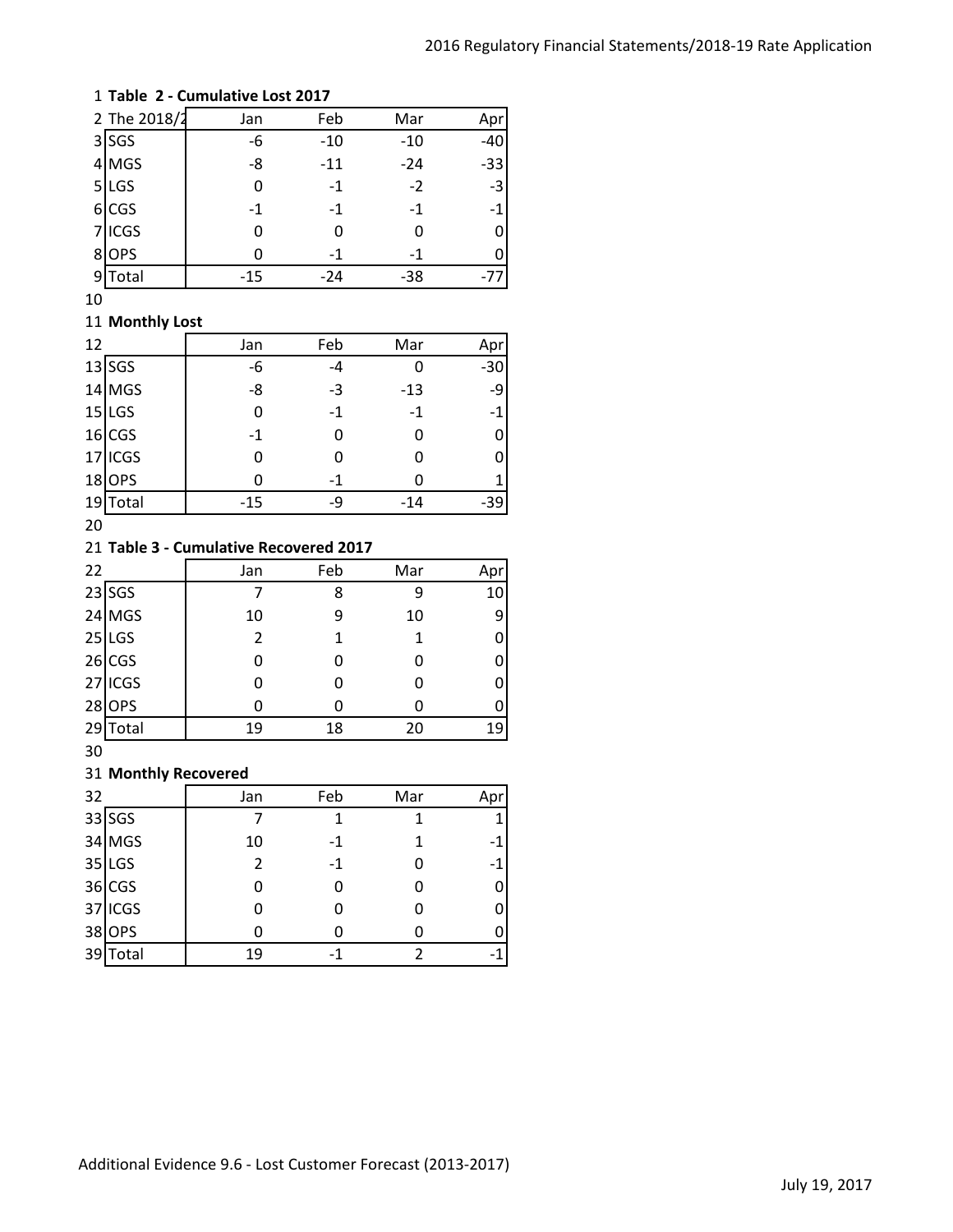**Table 2 - Cumulative Lost 2017**

| The 2018/2 | Jan | Feb | Mar | Apr |
|---|---|---|---|---|
| SGS | -6 | -10 | -10 | -40 |
| MGS | -8 | -11 | -24 | -33 |
| LGS | 0 | -1 | -2 | -3 |
| CGS | -1 | -1 | -1 | -1 |
| ICGS | 0 | 0 | 0 | 0 |
| OPS | 0 | -1 | -1 | 0 |
| Total | -15 | -24 | -38 | -77 |

**Monthly Lost**

| | Jan | Feb | Mar | Apr |
|---|---|---|---|---|
| SGS | -6 | -4 | 0 | -30 |
| MGS | -8 | -3 | -13 | -9 |
| LGS | 0 | -1 | -1 | -1 |
| CGS | -1 | 0 | 0 | 0 |
| ICGS | 0 | 0 | 0 | 0 |
| OPS | 0 | -1 | 0 | 1 |
| Total | -15 | -9 | -14 | -39 |

**Table 3 - Cumulative Recovered 2017**

| | Jan | Feb | Mar | Apr |
|---|---|---|---|---|
| SGS | 7 | 8 | 9 | 10 |
| MGS | 10 | 9 | 10 | 9 |
| LGS | 2 | 1 | 1 | 0 |
| CGS | 0 | 0 | 0 | 0 |
| ICGS | 0 | 0 | 0 | 0 |
| OPS | 0 | 0 | 0 | 0 |
| Total | 19 | 18 | 20 | 19 |

**Monthly Recovered**

| | Jan | Feb | Mar | Apr |
|---|---|---|---|---|
| SGS | 7 | 1 | 1 | 1 |
| MGS | 10 | -1 | 1 | -1 |
| LGS | 2 | -1 | 0 | -1 |
| CGS | 0 | 0 | 0 | 0 |
| ICGS | 0 | 0 | 0 | 0 |
| OPS | 0 | 0 | 0 | 0 |
| Total | 19 | -1 | 2 | -1 |